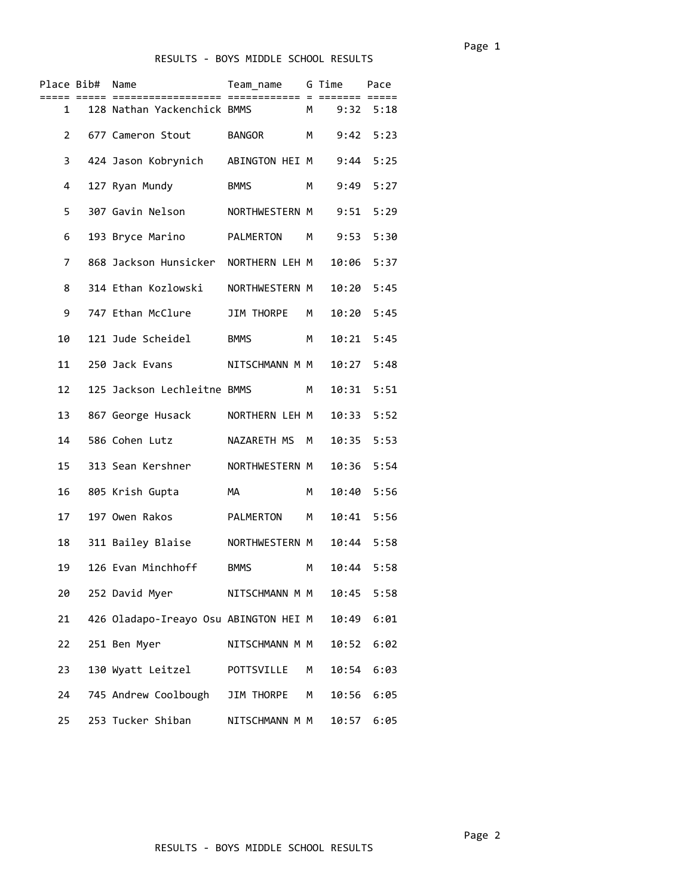# RESULTS - BOYS MIDDLE SCHOOL RESULTS

| Place | Bib# | Name | Team_name | G | Time | Pace |
|---|---|---|---|---|---|---|
| 1 | 128 | Nathan Yackenchick | BMMS | M | 9:32 | 5:18 |
| 2 | 677 | Cameron Stout | BANGOR | M | 9:42 | 5:23 |
| 3 | 424 | Jason Kobrynich | ABINGTON HEI | M | 9:44 | 5:25 |
| 4 | 127 | Ryan Mundy | BMMS | M | 9:49 | 5:27 |
| 5 | 307 | Gavin Nelson | NORTHWESTERN | M | 9:51 | 5:29 |
| 6 | 193 | Bryce Marino | PALMERTON | M | 9:53 | 5:30 |
| 7 | 868 | Jackson Hunsicker | NORTHERN LEH | M | 10:06 | 5:37 |
| 8 | 314 | Ethan Kozlowski | NORTHWESTERN | M | 10:20 | 5:45 |
| 9 | 747 | Ethan McClure | JIM THORPE | M | 10:20 | 5:45 |
| 10 | 121 | Jude Scheidel | BMMS | M | 10:21 | 5:45 |
| 11 | 250 | Jack Evans | NITSCHMANN M | M | 10:27 | 5:48 |
| 12 | 125 | Jackson Lechleitne | BMMS | M | 10:31 | 5:51 |
| 13 | 867 | George Husack | NORTHERN LEH | M | 10:33 | 5:52 |
| 14 | 586 | Cohen Lutz | NAZARETH MS | M | 10:35 | 5:53 |
| 15 | 313 | Sean Kershner | NORTHWESTERN | M | 10:36 | 5:54 |
| 16 | 805 | Krish Gupta | MA | M | 10:40 | 5:56 |
| 17 | 197 | Owen Rakos | PALMERTON | M | 10:41 | 5:56 |
| 18 | 311 | Bailey Blaise | NORTHWESTERN | M | 10:44 | 5:58 |
| 19 | 126 | Evan Minchhoff | BMMS | M | 10:44 | 5:58 |
| 20 | 252 | David Myer | NITSCHMANN M | M | 10:45 | 5:58 |
| 21 | 426 | Oladapo-Ireayo Osu | ABINGTON HEI | M | 10:49 | 6:01 |
| 22 | 251 | Ben Myer | NITSCHMANN M | M | 10:52 | 6:02 |
| 23 | 130 | Wyatt Leitzel | POTTSVILLE | M | 10:54 | 6:03 |
| 24 | 745 | Andrew Coolbough | JIM THORPE | M | 10:56 | 6:05 |
| 25 | 253 | Tucker Shiban | NITSCHMANN M | M | 10:57 | 6:05 |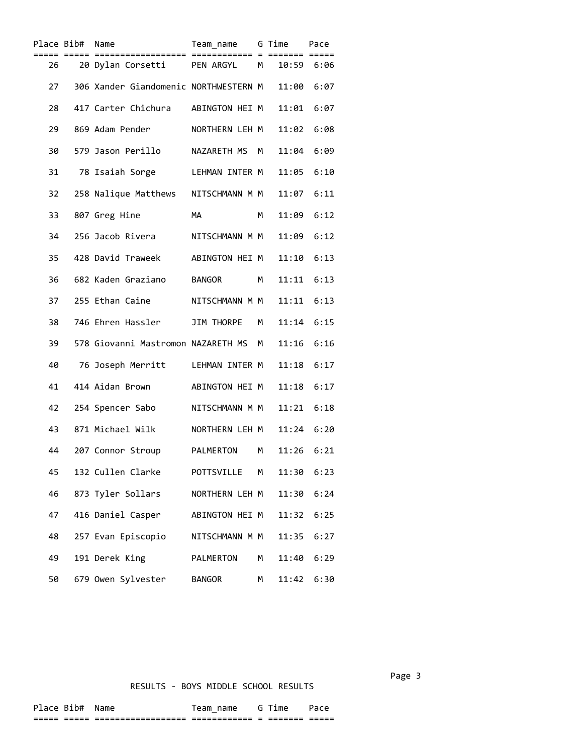| Place | Bib# | Name | Team_name | G | Time | Pace |
|---|---|---|---|---|---|---|
| 26 | 20 | Dylan Corsetti | PEN ARGYL | M | 10:59 | 6:06 |
| 27 | 306 | Xander Giandomenic | NORTHWESTERN | M | 11:00 | 6:07 |
| 28 | 417 | Carter Chichura | ABINGTON HEI | M | 11:01 | 6:07 |
| 29 | 869 | Adam Pender | NORTHERN LEH | M | 11:02 | 6:08 |
| 30 | 579 | Jason Perillo | NAZARETH MS | M | 11:04 | 6:09 |
| 31 | 78 | Isaiah Sorge | LEHMAN INTER | M | 11:05 | 6:10 |
| 32 | 258 | Nalique Matthews | NITSCHMANN M | M | 11:07 | 6:11 |
| 33 | 807 | Greg Hine | MA | M | 11:09 | 6:12 |
| 34 | 256 | Jacob Rivera | NITSCHMANN M | M | 11:09 | 6:12 |
| 35 | 428 | David Traweek | ABINGTON HEI | M | 11:10 | 6:13 |
| 36 | 682 | Kaden Graziano | BANGOR | M | 11:11 | 6:13 |
| 37 | 255 | Ethan Caine | NITSCHMANN M | M | 11:11 | 6:13 |
| 38 | 746 | Ehren Hassler | JIM THORPE | M | 11:14 | 6:15 |
| 39 | 578 | Giovanni Mastromon | NAZARETH MS | M | 11:16 | 6:16 |
| 40 | 76 | Joseph Merritt | LEHMAN INTER | M | 11:18 | 6:17 |
| 41 | 414 | Aidan Brown | ABINGTON HEI | M | 11:18 | 6:17 |
| 42 | 254 | Spencer Sabo | NITSCHMANN M | M | 11:21 | 6:18 |
| 43 | 871 | Michael Wilk | NORTHERN LEH | M | 11:24 | 6:20 |
| 44 | 207 | Connor Stroup | PALMERTON | M | 11:26 | 6:21 |
| 45 | 132 | Cullen Clarke | POTTSVILLE | M | 11:30 | 6:23 |
| 46 | 873 | Tyler Sollars | NORTHERN LEH | M | 11:30 | 6:24 |
| 47 | 416 | Daniel Casper | ABINGTON HEI | M | 11:32 | 6:25 |
| 48 | 257 | Evan Episcopio | NITSCHMANN M | M | 11:35 | 6:27 |
| 49 | 191 | Derek King | PALMERTON | M | 11:40 | 6:29 |
| 50 | 679 | Owen Sylvester | BANGOR | M | 11:42 | 6:30 |

RESULTS - BOYS MIDDLE SCHOOL RESULTS

| Place | Bib# | Name | Team_name | G | Time | Pace |
|---|---|---|---|---|---|---|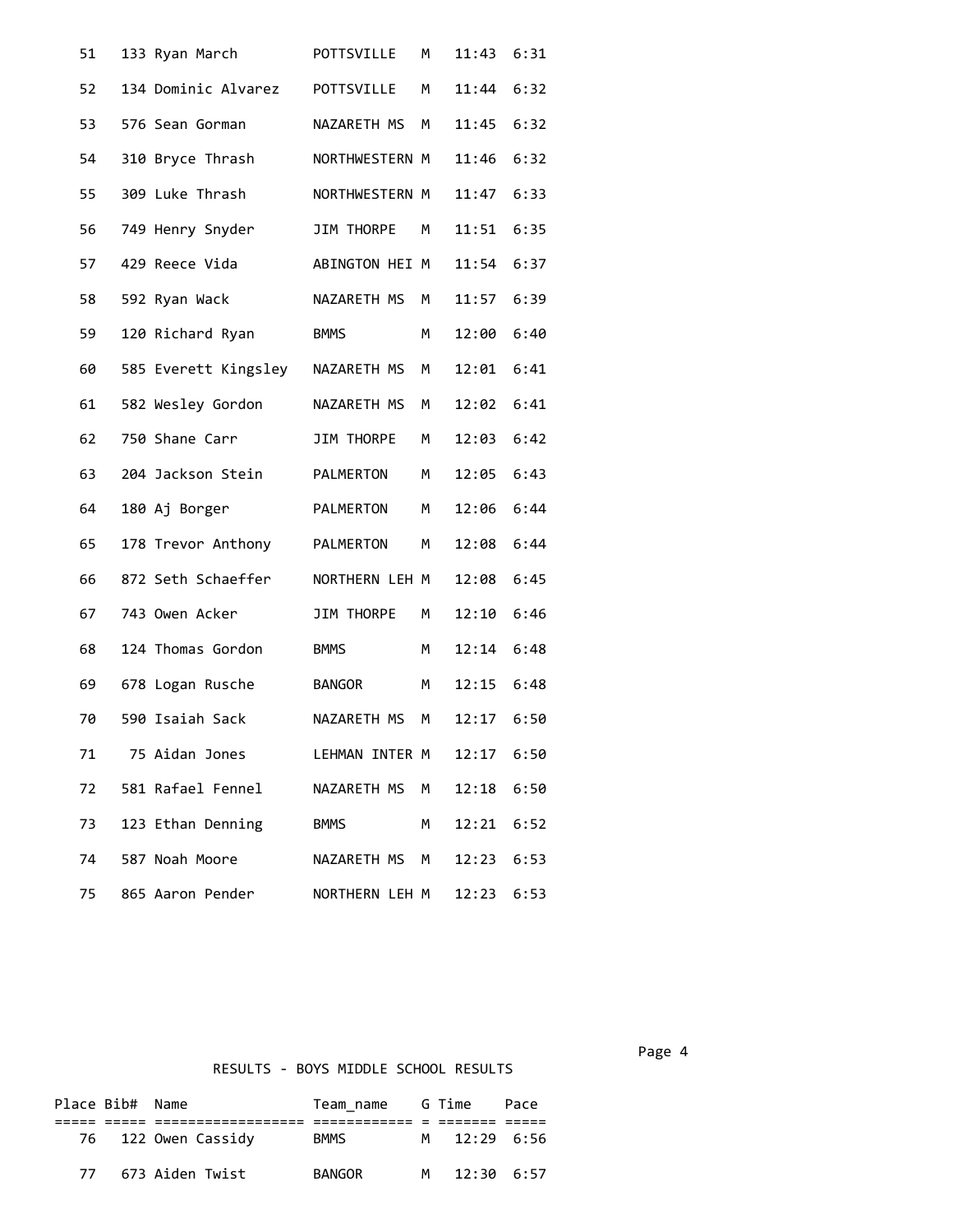| Place | Bib# | Name | Team_name | G | Time | Pace |
|---|---|---|---|---|---|---|
| 51 | 133 | Ryan March | POTTSVILLE | M | 11:43 | 6:31 |
| 52 | 134 | Dominic Alvarez | POTTSVILLE | M | 11:44 | 6:32 |
| 53 | 576 | Sean Gorman | NAZARETH MS | M | 11:45 | 6:32 |
| 54 | 310 | Bryce Thrash | NORTHWESTERN | M | 11:46 | 6:32 |
| 55 | 309 | Luke Thrash | NORTHWESTERN | M | 11:47 | 6:33 |
| 56 | 749 | Henry Snyder | JIM THORPE | M | 11:51 | 6:35 |
| 57 | 429 | Reece Vida | ABINGTON HEI | M | 11:54 | 6:37 |
| 58 | 592 | Ryan Wack | NAZARETH MS | M | 11:57 | 6:39 |
| 59 | 120 | Richard Ryan | BMMS | M | 12:00 | 6:40 |
| 60 | 585 | Everett Kingsley | NAZARETH MS | M | 12:01 | 6:41 |
| 61 | 582 | Wesley Gordon | NAZARETH MS | M | 12:02 | 6:41 |
| 62 | 750 | Shane Carr | JIM THORPE | M | 12:03 | 6:42 |
| 63 | 204 | Jackson Stein | PALMERTON | M | 12:05 | 6:43 |
| 64 | 180 | Aj Borger | PALMERTON | M | 12:06 | 6:44 |
| 65 | 178 | Trevor Anthony | PALMERTON | M | 12:08 | 6:44 |
| 66 | 872 | Seth Schaeffer | NORTHERN LEH | M | 12:08 | 6:45 |
| 67 | 743 | Owen Acker | JIM THORPE | M | 12:10 | 6:46 |
| 68 | 124 | Thomas Gordon | BMMS | M | 12:14 | 6:48 |
| 69 | 678 | Logan Rusche | BANGOR | M | 12:15 | 6:48 |
| 70 | 590 | Isaiah Sack | NAZARETH MS | M | 12:17 | 6:50 |
| 71 | 75 | Aidan Jones | LEHMAN INTER | M | 12:17 | 6:50 |
| 72 | 581 | Rafael Fennel | NAZARETH MS | M | 12:18 | 6:50 |
| 73 | 123 | Ethan Denning | BMMS | M | 12:21 | 6:52 |
| 74 | 587 | Noah Moore | NAZARETH MS | M | 12:23 | 6:53 |
| 75 | 865 | Aaron Pender | NORTHERN LEH | M | 12:23 | 6:53 |

RESULTS - BOYS MIDDLE SCHOOL RESULTS

| Place | Bib# | Name | Team_name | G | Time | Pace |
|---|---|---|---|---|---|---|
| 76 | 122 | Owen Cassidy | BMMS | M | 12:29 | 6:56 |
| 77 | 673 | Aiden Twist | BANGOR | M | 12:30 | 6:57 |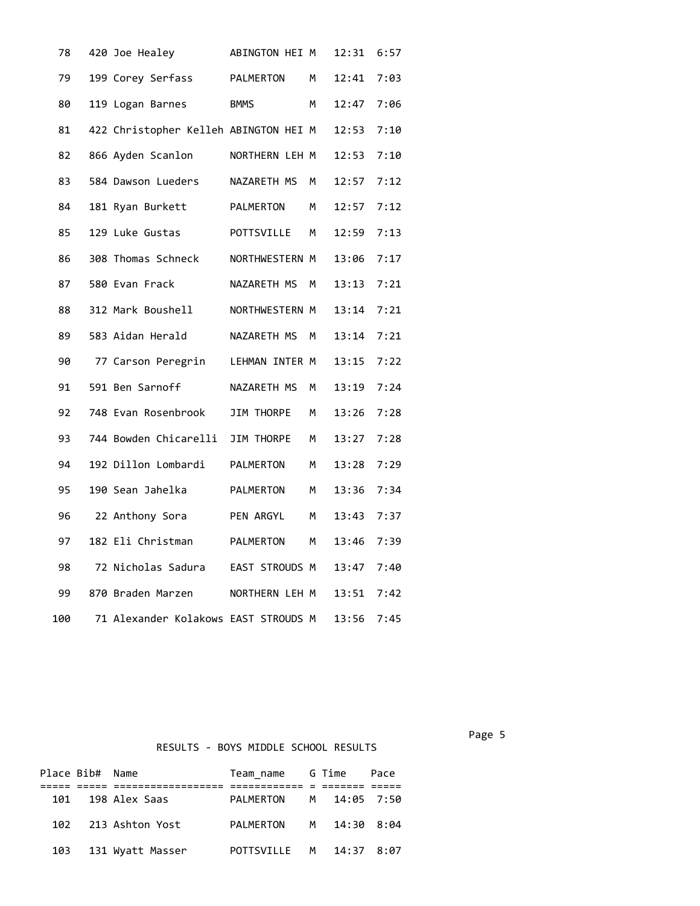| Place | Bib# | Name | Team_name | G | Time | Pace |
|---|---|---|---|---|---|---|
| 78 | 420 | Joe Healey | ABINGTON HEI | M | 12:31 | 6:57 |
| 79 | 199 | Corey Serfass | PALMERTON | M | 12:41 | 7:03 |
| 80 | 119 | Logan Barnes | BMMS | M | 12:47 | 7:06 |
| 81 | 422 | Christopher Kelleh | ABINGTON HEI | M | 12:53 | 7:10 |
| 82 | 866 | Ayden Scanlon | NORTHERN LEH | M | 12:53 | 7:10 |
| 83 | 584 | Dawson Lueders | NAZARETH MS | M | 12:57 | 7:12 |
| 84 | 181 | Ryan Burkett | PALMERTON | M | 12:57 | 7:12 |
| 85 | 129 | Luke Gustas | POTTSVILLE | M | 12:59 | 7:13 |
| 86 | 308 | Thomas Schneck | NORTHWESTERN | M | 13:06 | 7:17 |
| 87 | 580 | Evan Frack | NAZARETH MS | M | 13:13 | 7:21 |
| 88 | 312 | Mark Boushell | NORTHWESTERN | M | 13:14 | 7:21 |
| 89 | 583 | Aidan Herald | NAZARETH MS | M | 13:14 | 7:21 |
| 90 | 77 | Carson Peregrin | LEHMAN INTER | M | 13:15 | 7:22 |
| 91 | 591 | Ben Sarnoff | NAZARETH MS | M | 13:19 | 7:24 |
| 92 | 748 | Evan Rosenbrook | JIM THORPE | M | 13:26 | 7:28 |
| 93 | 744 | Bowden Chicarelli | JIM THORPE | M | 13:27 | 7:28 |
| 94 | 192 | Dillon Lombardi | PALMERTON | M | 13:28 | 7:29 |
| 95 | 190 | Sean Jahelka | PALMERTON | M | 13:36 | 7:34 |
| 96 | 22 | Anthony Sora | PEN ARGYL | M | 13:43 | 7:37 |
| 97 | 182 | Eli Christman | PALMERTON | M | 13:46 | 7:39 |
| 98 | 72 | Nicholas Sadura | EAST STROUDS | M | 13:47 | 7:40 |
| 99 | 870 | Braden Marzen | NORTHERN LEH | M | 13:51 | 7:42 |
| 100 | 71 | Alexander Kolakows | EAST STROUDS | M | 13:56 | 7:45 |

RESULTS - BOYS MIDDLE SCHOOL RESULTS

| Place | Bib# | Name | Team_name | G | Time | Pace |
|---|---|---|---|---|---|---|
| 101 | 198 | Alex Saas | PALMERTON | M | 14:05 | 7:50 |
| 102 | 213 | Ashton Yost | PALMERTON | M | 14:30 | 8:04 |
| 103 | 131 | Wyatt Masser | POTTSVILLE | M | 14:37 | 8:07 |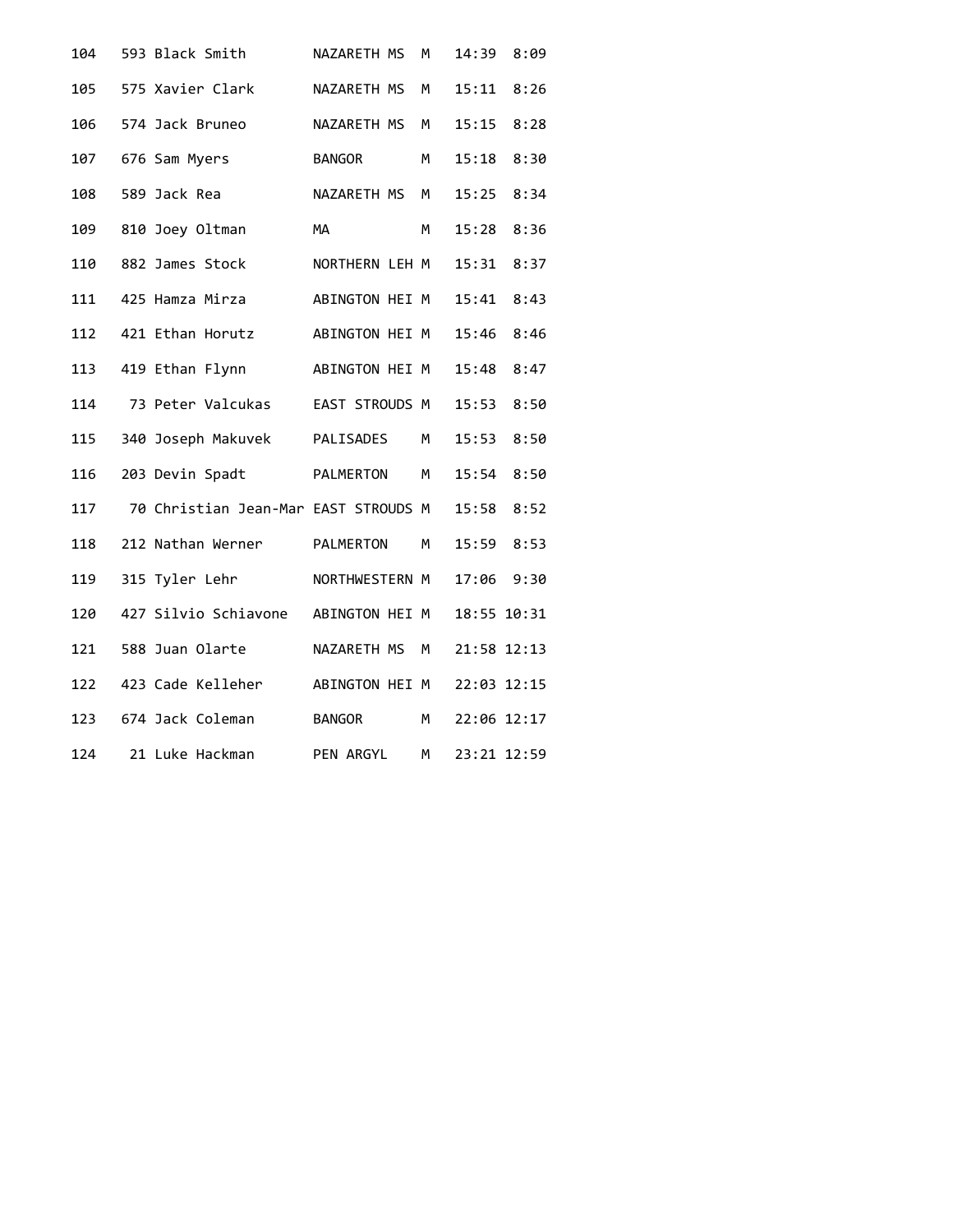| | | | | | | |
|---|---|---|---|---|---|---|
| 104 | 593 | Black Smith | NAZARETH MS | M | 14:39 | 8:09 |
| 105 | 575 | Xavier Clark | NAZARETH MS | M | 15:11 | 8:26 |
| 106 | 574 | Jack Bruneo | NAZARETH MS | M | 15:15 | 8:28 |
| 107 | 676 | Sam Myers | BANGOR | M | 15:18 | 8:30 |
| 108 | 589 | Jack Rea | NAZARETH MS | M | 15:25 | 8:34 |
| 109 | 810 | Joey Oltman | MA | M | 15:28 | 8:36 |
| 110 | 882 | James Stock | NORTHERN LEH | M | 15:31 | 8:37 |
| 111 | 425 | Hamza Mirza | ABINGTON HEI | M | 15:41 | 8:43 |
| 112 | 421 | Ethan Horutz | ABINGTON HEI | M | 15:46 | 8:46 |
| 113 | 419 | Ethan Flynn | ABINGTON HEI | M | 15:48 | 8:47 |
| 114 | 73 | Peter Valcukas | EAST STROUDS | M | 15:53 | 8:50 |
| 115 | 340 | Joseph Makuvek | PALISADES | M | 15:53 | 8:50 |
| 116 | 203 | Devin Spadt | PALMERTON | M | 15:54 | 8:50 |
| 117 | 70 | Christian Jean-Mar | EAST STROUDS | M | 15:58 | 8:52 |
| 118 | 212 | Nathan Werner | PALMERTON | M | 15:59 | 8:53 |
| 119 | 315 | Tyler Lehr | NORTHWESTERN | M | 17:06 | 9:30 |
| 120 | 427 | Silvio Schiavone | ABINGTON HEI | M | 18:55 | 10:31 |
| 121 | 588 | Juan Olarte | NAZARETH MS | M | 21:58 | 12:13 |
| 122 | 423 | Cade Kelleher | ABINGTON HEI | M | 22:03 | 12:15 |
| 123 | 674 | Jack Coleman | BANGOR | M | 22:06 | 12:17 |
| 124 | 21 | Luke Hackman | PEN ARGYL | M | 23:21 | 12:59 |